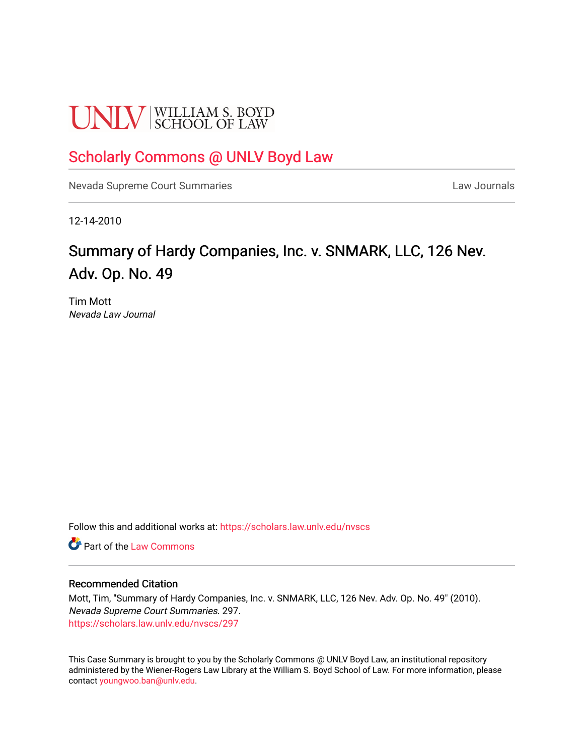UNLV | WILLIAM S. BOYD SCHOOL OF LAW

# Scholarly Commons @ UNLV Boyd Law

Nevada Supreme Court Summaries | Law Journals

12-14-2010

## Summary of Hardy Companies, Inc. v. SNMARK, LLC, 126 Nev. Adv. Op. No. 49

Tim Mott
*Nevada Law Journal*

Follow this and additional works at: https://scholars.law.unlv.edu/nvscs

Part of the Law Commons

### Recommended Citation

Mott, Tim, "Summary of Hardy Companies, Inc. v. SNMARK, LLC, 126 Nev. Adv. Op. No. 49" (2010). *Nevada Supreme Court Summaries*. 297.
https://scholars.law.unlv.edu/nvscs/297

This Case Summary is brought to you by the Scholarly Commons @ UNLV Boyd Law, an institutional repository administered by the Wiener-Rogers Law Library at the William S. Boyd School of Law. For more information, please contact youngwoo.ban@unlv.edu.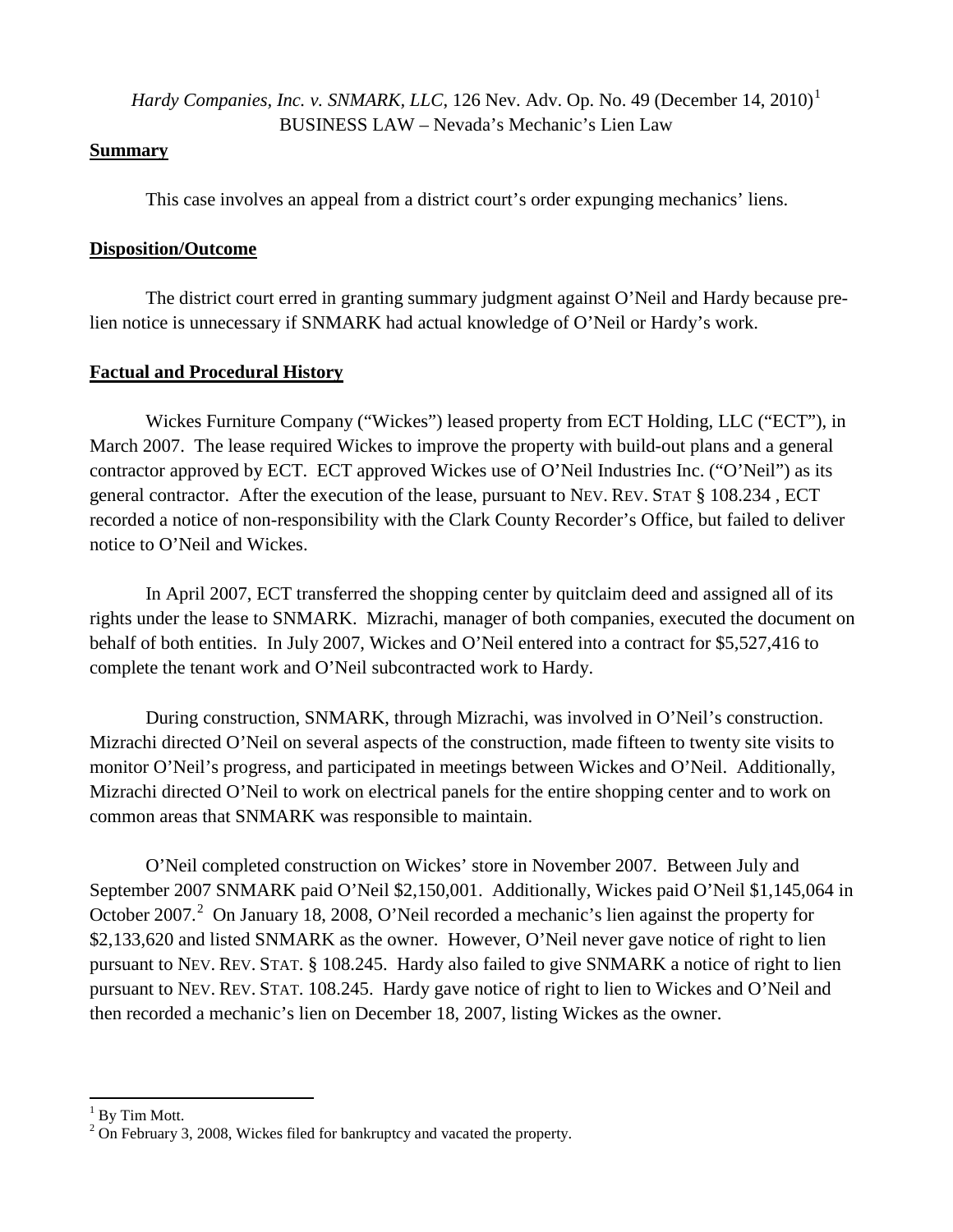*Hardy Companies, Inc. v. SNMARK, LLC*, 126 Nev. Adv. Op. No. 49 (December 14, 2010)[1]
BUSINESS LAW – Nevada's Mechanic's Lien Law

**Summary**

This case involves an appeal from a district court's order expunging mechanics' liens.

**Disposition/Outcome**

The district court erred in granting summary judgment against O'Neil and Hardy because pre-lien notice is unnecessary if SNMARK had actual knowledge of O'Neil or Hardy's work.

**Factual and Procedural History**

Wickes Furniture Company ("Wickes") leased property from ECT Holding, LLC ("ECT"), in March 2007. The lease required Wickes to improve the property with build-out plans and a general contractor approved by ECT. ECT approved Wickes use of O'Neil Industries Inc. ("O'Neil") as its general contractor. After the execution of the lease, pursuant to NEV. REV. STAT § 108.234 , ECT recorded a notice of non-responsibility with the Clark County Recorder's Office, but failed to deliver notice to O'Neil and Wickes.

In April 2007, ECT transferred the shopping center by quitclaim deed and assigned all of its rights under the lease to SNMARK. Mizrachi, manager of both companies, executed the document on behalf of both entities. In July 2007, Wickes and O'Neil entered into a contract for $5,527,416 to complete the tenant work and O'Neil subcontracted work to Hardy.

During construction, SNMARK, through Mizrachi, was involved in O'Neil's construction. Mizrachi directed O'Neil on several aspects of the construction, made fifteen to twenty site visits to monitor O'Neil's progress, and participated in meetings between Wickes and O'Neil. Additionally, Mizrachi directed O'Neil to work on electrical panels for the entire shopping center and to work on common areas that SNMARK was responsible to maintain.

O'Neil completed construction on Wickes' store in November 2007. Between July and September 2007 SNMARK paid O'Neil $2,150,001. Additionally, Wickes paid O'Neil $1,145,064 in October 2007.[2] On January 18, 2008, O'Neil recorded a mechanic's lien against the property for $2,133,620 and listed SNMARK as the owner. However, O'Neil never gave notice of right to lien pursuant to NEV. REV. STAT. § 108.245. Hardy also failed to give SNMARK a notice of right to lien pursuant to NEV. REV. STAT. 108.245. Hardy gave notice of right to lien to Wickes and O'Neil and then recorded a mechanic's lien on December 18, 2007, listing Wickes as the owner.

---

[1] By Tim Mott.

[2] On February 3, 2008, Wickes filed for bankruptcy and vacated the property.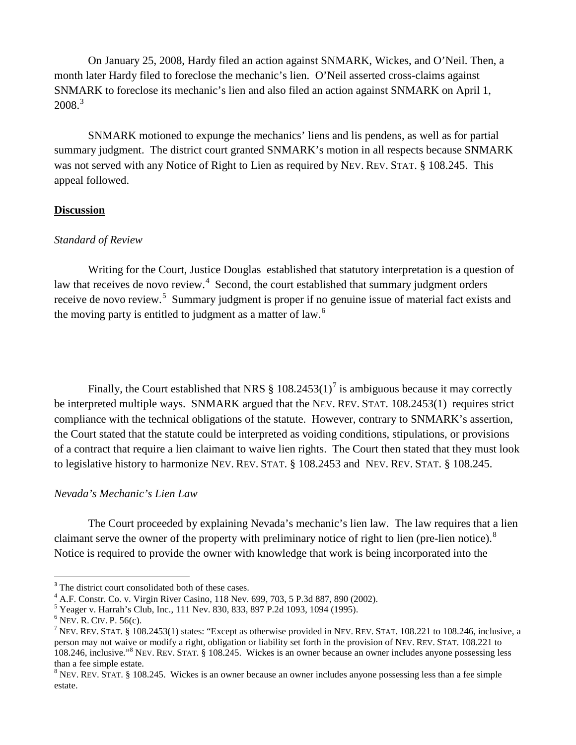On January 25, 2008, Hardy filed an action against SNMARK, Wickes, and O'Neil. Then, a month later Hardy filed to foreclose the mechanic's lien. O'Neil asserted cross-claims against SNMARK to foreclose its mechanic's lien and also filed an action against SNMARK on April 1, 2008.[3]

SNMARK motioned to expunge the mechanics' liens and lis pendens, as well as for partial summary judgment. The district court granted SNMARK's motion in all respects because SNMARK was not served with any Notice of Right to Lien as required by NEV. REV. STAT. § 108.245. This appeal followed.

**<u>Discussion</u>**

*Standard of Review*

Writing for the Court, Justice Douglas established that statutory interpretation is a question of law that receives de novo review.[4] Second, the court established that summary judgment orders receive de novo review.[5] Summary judgment is proper if no genuine issue of material fact exists and the moving party is entitled to judgment as a matter of law.[6]

Finally, the Court established that NRS § 108.2453(1)[7] is ambiguous because it may correctly be interpreted multiple ways. SNMARK argued that the NEV. REV. STAT. 108.2453(1) requires strict compliance with the technical obligations of the statute. However, contrary to SNMARK's assertion, the Court stated that the statute could be interpreted as voiding conditions, stipulations, or provisions of a contract that require a lien claimant to waive lien rights. The Court then stated that they must look to legislative history to harmonize NEV. REV. STAT. § 108.2453 and NEV. REV. STAT. § 108.245.

*Nevada's Mechanic's Lien Law*

The Court proceeded by explaining Nevada's mechanic's lien law. The law requires that a lien claimant serve the owner of the property with preliminary notice of right to lien (pre-lien notice).[8] Notice is required to provide the owner with knowledge that work is being incorporated into the

---

[3] The district court consolidated both of these cases.

[4] A.F. Constr. Co. v. Virgin River Casino, 118 Nev. 699, 703, 5 P.3d 887, 890 (2002).

[5] Yeager v. Harrah's Club, Inc., 111 Nev. 830, 833, 897 P.2d 1093, 1094 (1995).

[6] NEV. R. CIV. P. 56(c).

[7] NEV. REV. STAT. § 108.2453(1) states: "Except as otherwise provided in NEV. REV. STAT. 108.221 to 108.246, inclusive, a person may not waive or modify a right, obligation or liability set forth in the provision of NEV. REV. STAT. 108.221 to 108.246, inclusive."[8] NEV. REV. STAT. § 108.245. Wickes is an owner because an owner includes anyone possessing less than a fee simple estate.

[8] NEV. REV. STAT. § 108.245. Wickes is an owner because an owner includes anyone possessing less than a fee simple estate.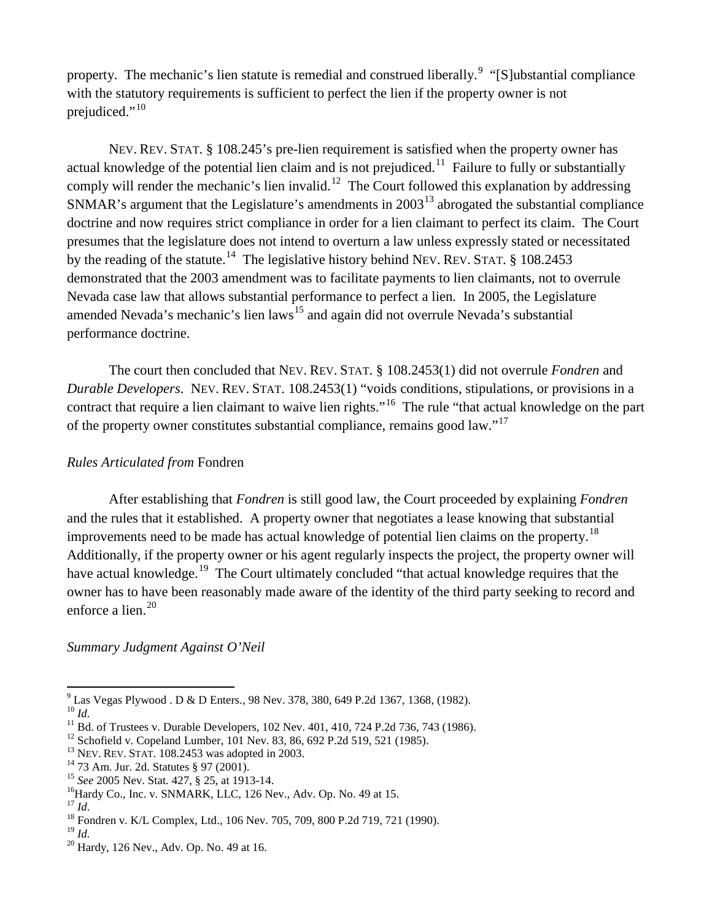property. The mechanic's lien statute is remedial and construed liberally.[9] "[S]ubstantial compliance with the statutory requirements is sufficient to perfect the lien if the property owner is not prejudiced."[10]

NEV. REV. STAT. § 108.245's pre-lien requirement is satisfied when the property owner has actual knowledge of the potential lien claim and is not prejudiced.[11] Failure to fully or substantially comply will render the mechanic's lien invalid.[12] The Court followed this explanation by addressing SNMAR's argument that the Legislature's amendments in 2003[13] abrogated the substantial compliance doctrine and now requires strict compliance in order for a lien claimant to perfect its claim. The Court presumes that the legislature does not intend to overturn a law unless expressly stated or necessitated by the reading of the statute.[14] The legislative history behind NEV. REV. STAT. § 108.2453 demonstrated that the 2003 amendment was to facilitate payments to lien claimants, not to overrule Nevada case law that allows substantial performance to perfect a lien. In 2005, the Legislature amended Nevada's mechanic's lien laws[15] and again did not overrule Nevada's substantial performance doctrine.

The court then concluded that NEV. REV. STAT. § 108.2453(1) did not overrule *Fondren* and *Durable Developers*. NEV. REV. STAT. 108.2453(1) "voids conditions, stipulations, or provisions in a contract that require a lien claimant to waive lien rights."[16] The rule "that actual knowledge on the part of the property owner constitutes substantial compliance, remains good law."[17]

*Rules Articulated from* Fondren

After establishing that *Fondren* is still good law, the Court proceeded by explaining *Fondren* and the rules that it established. A property owner that negotiates a lease knowing that substantial improvements need to be made has actual knowledge of potential lien claims on the property.[18] Additionally, if the property owner or his agent regularly inspects the project, the property owner will have actual knowledge.[19] The Court ultimately concluded "that actual knowledge requires that the owner has to have been reasonably made aware of the identity of the third party seeking to record and enforce a lien.[20]

*Summary Judgment Against O'Neil*

---

[9] Las Vegas Plywood . D & D Enters., 98 Nev. 378, 380, 649 P.2d 1367, 1368, (1982).
[10] *Id.*
[11] Bd. of Trustees v. Durable Developers, 102 Nev. 401, 410, 724 P.2d 736, 743 (1986).
[12] Schofield v. Copeland Lumber, 101 Nev. 83, 86, 692 P.2d 519, 521 (1985).
[13] NEV. REV. STAT. 108.2453 was adopted in 2003.
[14] 73 Am. Jur. 2d. Statutes § 97 (2001).
[15] *See* 2005 Nev. Stat. 427, § 25, at 1913-14.
[16] Hardy Co., Inc. v. SNMARK, LLC, 126 Nev., Adv. Op. No. 49 at 15.
[17] *Id.*
[18] Fondren v. K/L Complex, Ltd., 106 Nev. 705, 709, 800 P.2d 719, 721 (1990).
[19] *Id.*
[20] Hardy, 126 Nev., Adv. Op. No. 49 at 16.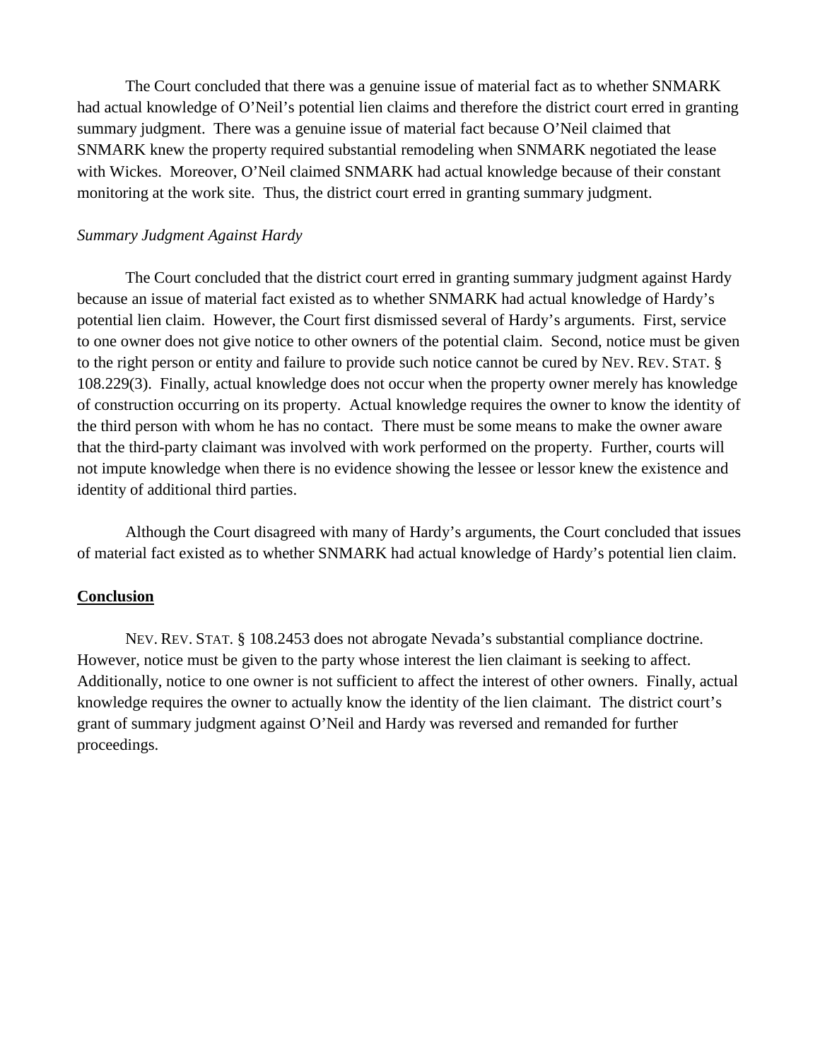The Court concluded that there was a genuine issue of material fact as to whether SNMARK had actual knowledge of O'Neil's potential lien claims and therefore the district court erred in granting summary judgment. There was a genuine issue of material fact because O'Neil claimed that SNMARK knew the property required substantial remodeling when SNMARK negotiated the lease with Wickes. Moreover, O'Neil claimed SNMARK had actual knowledge because of their constant monitoring at the work site. Thus, the district court erred in granting summary judgment.

*Summary Judgment Against Hardy*

The Court concluded that the district court erred in granting summary judgment against Hardy because an issue of material fact existed as to whether SNMARK had actual knowledge of Hardy's potential lien claim. However, the Court first dismissed several of Hardy's arguments. First, service to one owner does not give notice to other owners of the potential claim. Second, notice must be given to the right person or entity and failure to provide such notice cannot be cured by NEV. REV. STAT. § 108.229(3). Finally, actual knowledge does not occur when the property owner merely has knowledge of construction occurring on its property. Actual knowledge requires the owner to know the identity of the third person with whom he has no contact. There must be some means to make the owner aware that the third-party claimant was involved with work performed on the property. Further, courts will not impute knowledge when there is no evidence showing the lessee or lessor knew the existence and identity of additional third parties.

Although the Court disagreed with many of Hardy's arguments, the Court concluded that issues of material fact existed as to whether SNMARK had actual knowledge of Hardy's potential lien claim.

**Conclusion**

NEV. REV. STAT. § 108.2453 does not abrogate Nevada's substantial compliance doctrine. However, notice must be given to the party whose interest the lien claimant is seeking to affect. Additionally, notice to one owner is not sufficient to affect the interest of other owners. Finally, actual knowledge requires the owner to actually know the identity of the lien claimant. The district court's grant of summary judgment against O'Neil and Hardy was reversed and remanded for further proceedings.